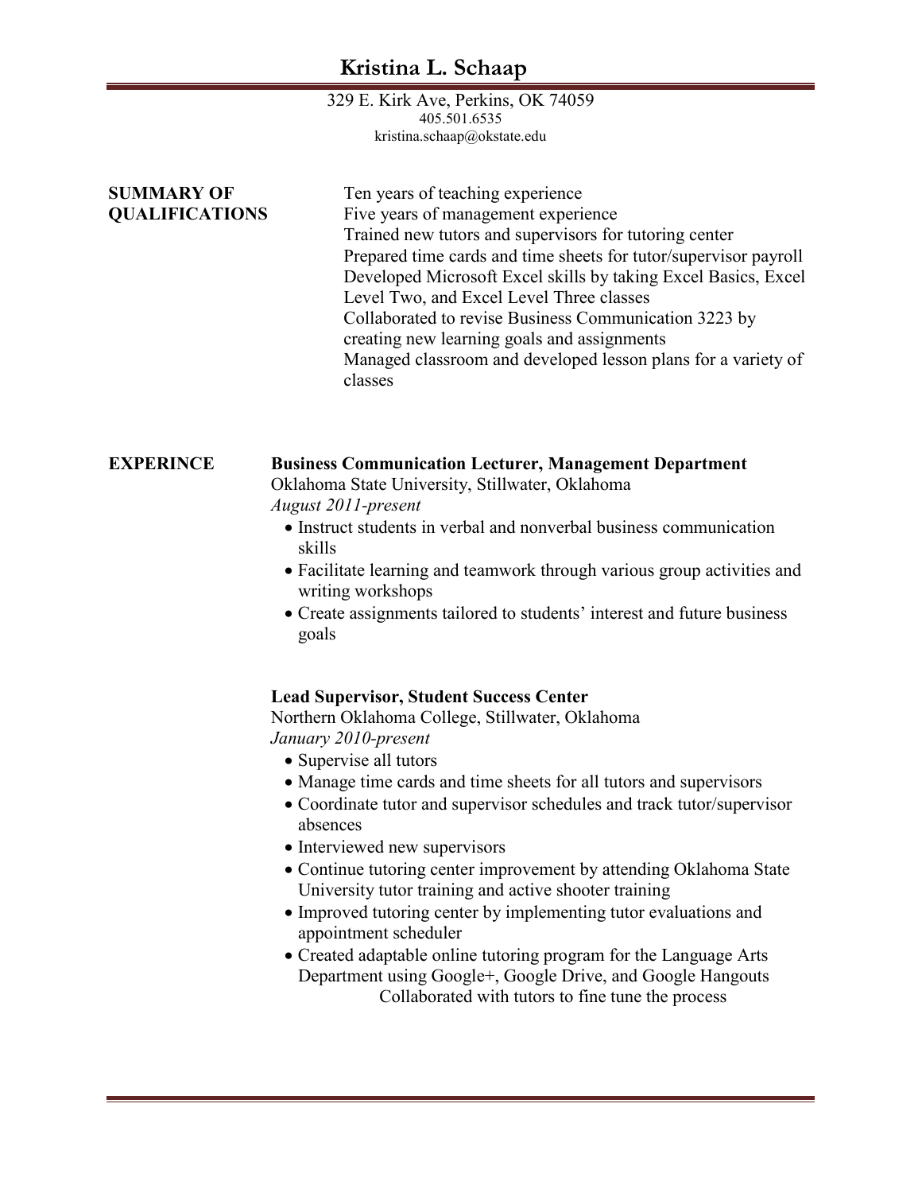# Kristina L. Schaap

329 E. Kirk Ave, Perkins, OK 74059
405.501.6535
kristina.schaap@okstate.edu

## SUMMARY OF QUALIFICATIONS

Ten years of teaching experience
Five years of management experience
Trained new tutors and supervisors for tutoring center
Prepared time cards and time sheets for tutor/supervisor payroll
Developed Microsoft Excel skills by taking Excel Basics, Excel Level Two, and Excel Level Three classes
Collaborated to revise Business Communication 3223 by creating new learning goals and assignments
Managed classroom and developed lesson plans for a variety of classes

## EXPERINCE

**Business Communication Lecturer, Management Department**
Oklahoma State University, Stillwater, Oklahoma
*August 2011-present*

- Instruct students in verbal and nonverbal business communication skills
- Facilitate learning and teamwork through various group activities and writing workshops
- Create assignments tailored to students' interest and future business goals

**Lead Supervisor, Student Success Center**
Northern Oklahoma College, Stillwater, Oklahoma
*January 2010-present*

- Supervise all tutors
- Manage time cards and time sheets for all tutors and supervisors
- Coordinate tutor and supervisor schedules and track tutor/supervisor absences
- Interviewed new supervisors
- Continue tutoring center improvement by attending Oklahoma State University tutor training and active shooter training
- Improved tutoring center by implementing tutor evaluations and appointment scheduler
- Created adaptable online tutoring program for the Language Arts Department using Google+, Google Drive, and Google Hangouts
  Collaborated with tutors to fine tune the process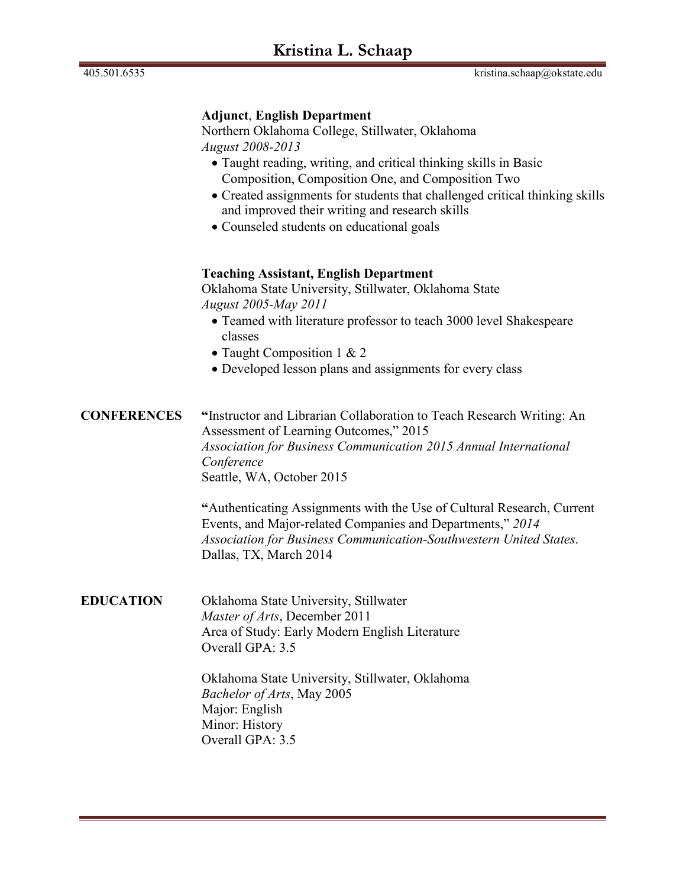# Kristina L. Schaap

405.501.6535 kristina.schaap@okstate.edu

**Adjunct**, **English Department**
Northern Oklahoma College, Stillwater, Oklahoma
*August 2008-2013*

- Taught reading, writing, and critical thinking skills in Basic Composition, Composition One, and Composition Two
- Created assignments for students that challenged critical thinking skills and improved their writing and research skills
- Counseled students on educational goals

**Teaching Assistant, English Department**
Oklahoma State University, Stillwater, Oklahoma State
*August 2005-May 2011*

- Teamed with literature professor to teach 3000 level Shakespeare classes
- Taught Composition 1 & 2
- Developed lesson plans and assignments for every class

## CONFERENCES

"Instructor and Librarian Collaboration to Teach Research Writing: An Assessment of Learning Outcomes," 2015
*Association for Business Communication 2015 Annual International Conference*
Seattle, WA, October 2015

"Authenticating Assignments with the Use of Cultural Research, Current Events, and Major-related Companies and Departments," *2014 Association for Business Communication-Southwestern United States*.
Dallas, TX, March 2014

## EDUCATION

Oklahoma State University, Stillwater
*Master of Arts*, December 2011
Area of Study: Early Modern English Literature
Overall GPA: 3.5

Oklahoma State University, Stillwater, Oklahoma
*Bachelor of Arts*, May 2005
Major: English
Minor: History
Overall GPA: 3.5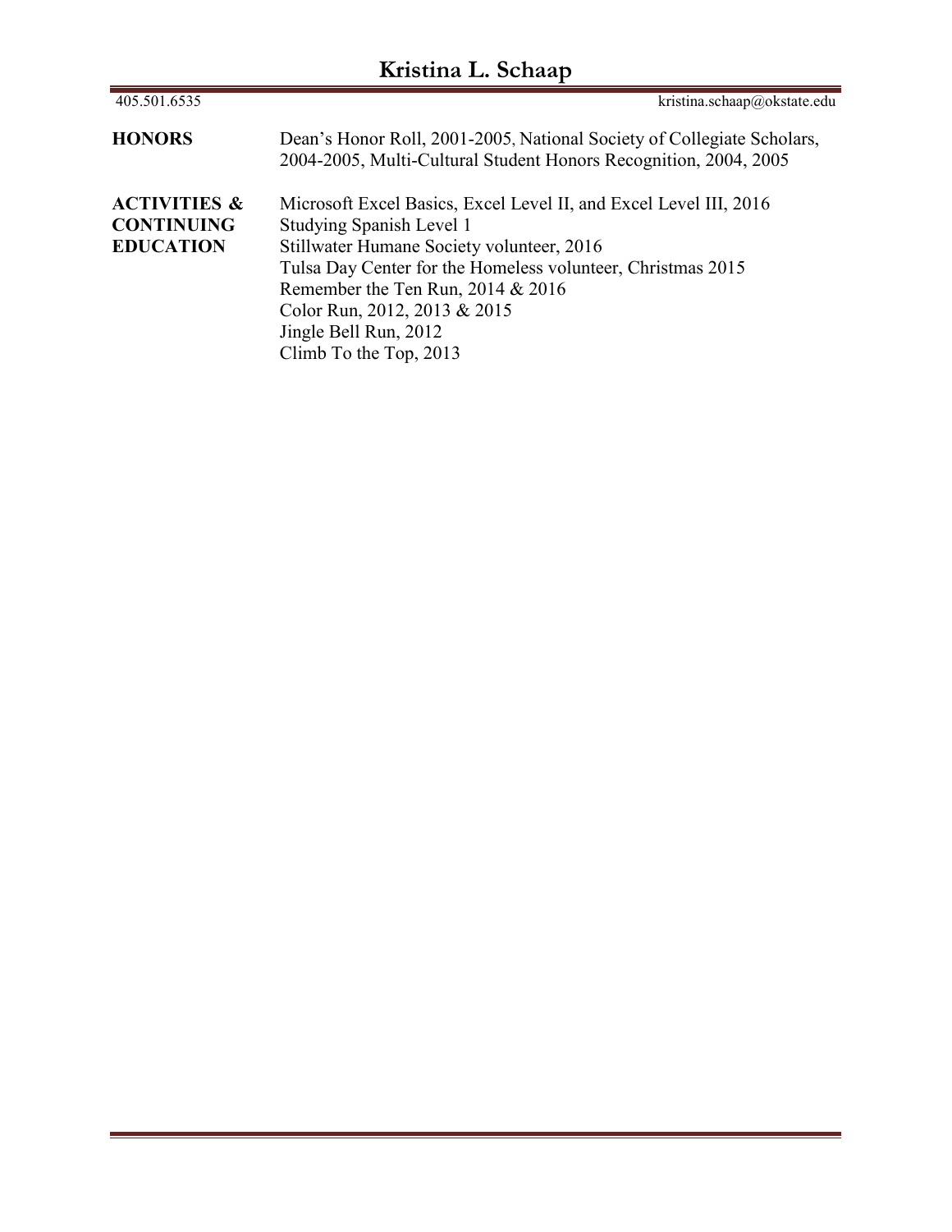# Kristina L. Schaap

405.501.6535 kristina.schaap@okstate.edu

**HONORS**

Dean's Honor Roll, 2001-2005, National Society of Collegiate Scholars, 2004-2005, Multi-Cultural Student Honors Recognition, 2004, 2005

**ACTIVITIES & CONTINUING EDUCATION**

Microsoft Excel Basics, Excel Level II, and Excel Level III, 2016
Studying Spanish Level 1
Stillwater Humane Society volunteer, 2016
Tulsa Day Center for the Homeless volunteer, Christmas 2015
Remember the Ten Run, 2014 & 2016
Color Run, 2012, 2013 & 2015
Jingle Bell Run, 2012
Climb To the Top, 2013